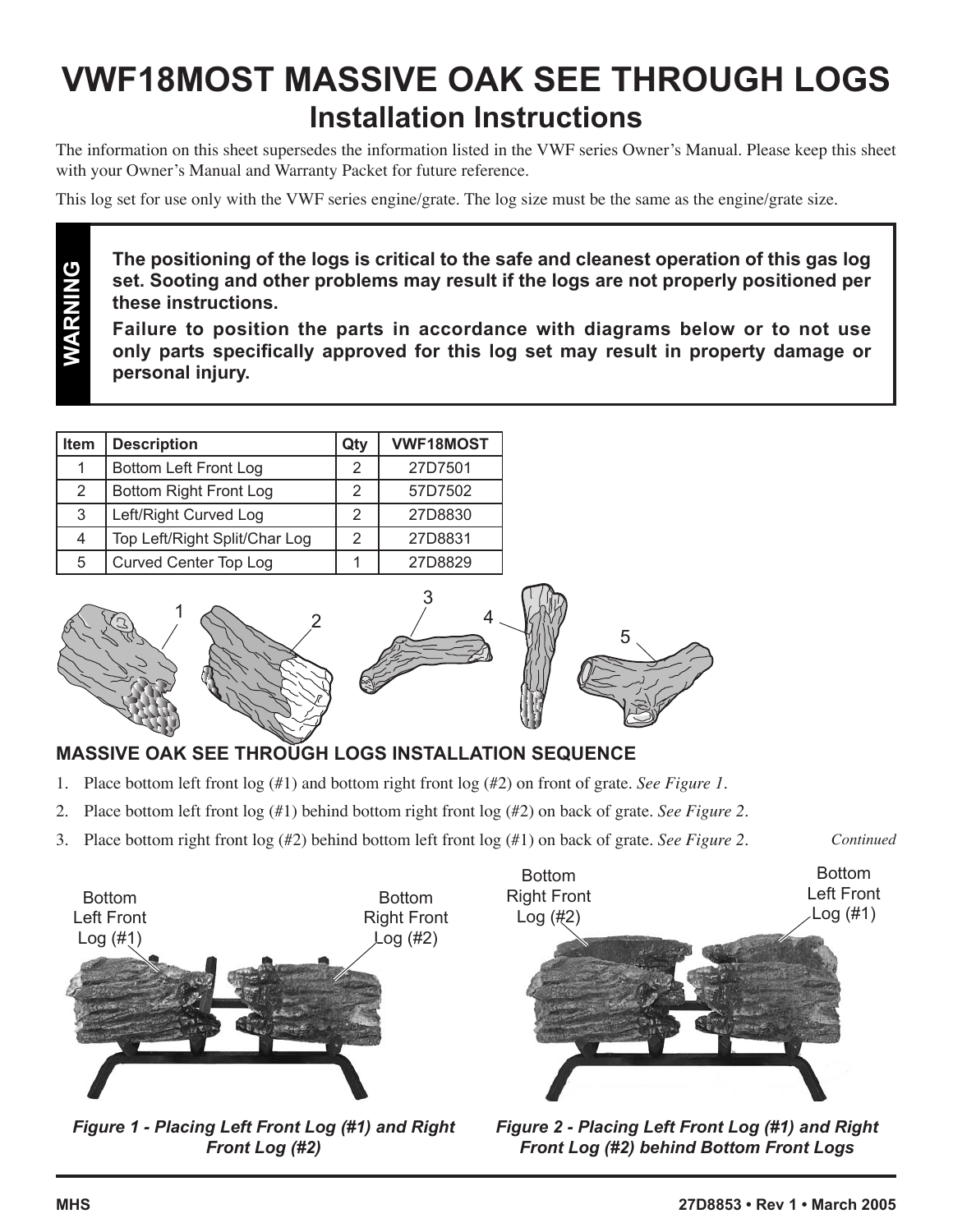# VWF18MOST MASSIVE OAK SEE THROUGH LOGS

## Installation Instructions

The information on this sheet supersedes the information listed in the VWF series Owner's Manual. Please keep this sheet with your Owner's Manual and Warranty Packet for future reference.

This log set for use only with the VWF series engine/grate. The log size must be the same as the engine/grate size.

> **WARNING**
>
> **The positioning of the logs is critical to the safe and cleanest operation of this gas log set. Sooting and other problems may result if the logs are not properly positioned per these instructions.**
>
> **Failure to position the parts in accordance with diagrams below or to not use only parts specifically approved for this log set may result in property damage or personal injury.**

| Item | Description | Qty | VWF18MOST |
|---|---|---|---|
| 1 | Bottom Left Front Log | 2 | 27D7501 |
| 2 | Bottom Right Front Log | 2 | 57D7502 |
| 3 | Left/Right Curved Log | 2 | 27D8830 |
| 4 | Top Left/Right Split/Char Log | 2 | 27D8831 |
| 5 | Curved Center Top Log | 1 | 27D8829 |

### MASSIVE OAK SEE THROUGH LOGS INSTALLATION SEQUENCE

1. Place bottom left front log (#1) and bottom right front log (#2) on front of grate. *See Figure 1*.
2. Place bottom left front log (#1) behind bottom right front log (#2) on back of grate. *See Figure 2*.
3. Place bottom right front log (#2) behind bottom left front log (#1) on back of grate. *See Figure 2*.

*Continued*

Bottom Left Front Log (#1) — Bottom Right Front Log (#2)

***Figure 1 - Placing Left Front Log (#1) and Right Front Log (#2)***

Bottom Right Front Log (#2) — Bottom Left Front Log (#1)

***Figure 2 - Placing Left Front Log (#1) and Right Front Log (#2) behind Bottom Front Logs***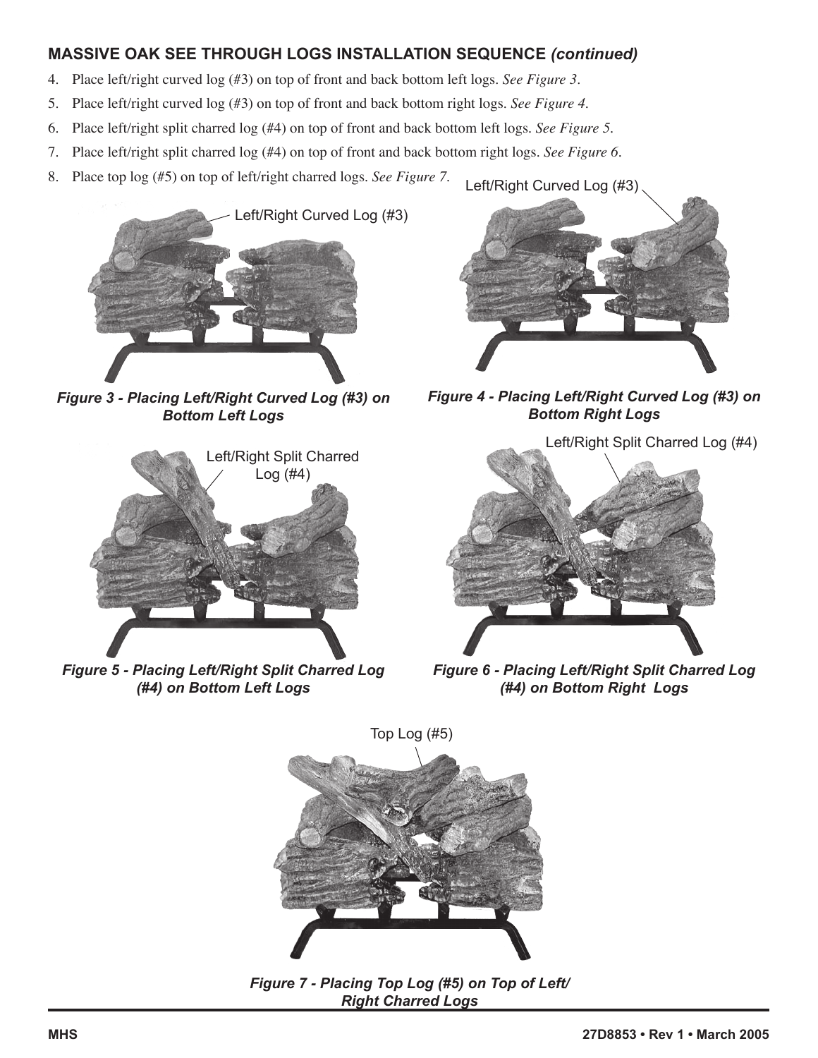## MASSIVE OAK SEE THROUGH LOGS INSTALLATION SEQUENCE *(continued)*

4. Place left/right curved log (#3) on top of front and back bottom left logs. *See Figure 3.*
5. Place left/right curved log (#3) on top of front and back bottom right logs. *See Figure 4.*
6. Place left/right split charred log (#4) on top of front and back bottom left logs. *See Figure 5.*
7. Place left/right split charred log (#4) on top of front and back bottom right logs. *See Figure 6.*
8. Place top log (#5) on top of left/right charred logs. *See Figure 7.*

Left/Right Curved Log (#3)

***Figure 3 - Placing Left/Right Curved Log (#3) on Bottom Left Logs***

Left/Right Curved Log (#3)

***Figure 4 - Placing Left/Right Curved Log (#3) on Bottom Right Logs***

Left/Right Split Charred Log (#4)

***Figure 5 - Placing Left/Right Split Charred Log (#4) on Bottom Left Logs***

Left/Right Split Charred Log (#4)

***Figure 6 - Placing Left/Right Split Charred Log (#4) on Bottom Right Logs***

Top Log (#5)

***Figure 7 - Placing Top Log (#5) on Top of Left/ Right Charred Logs***